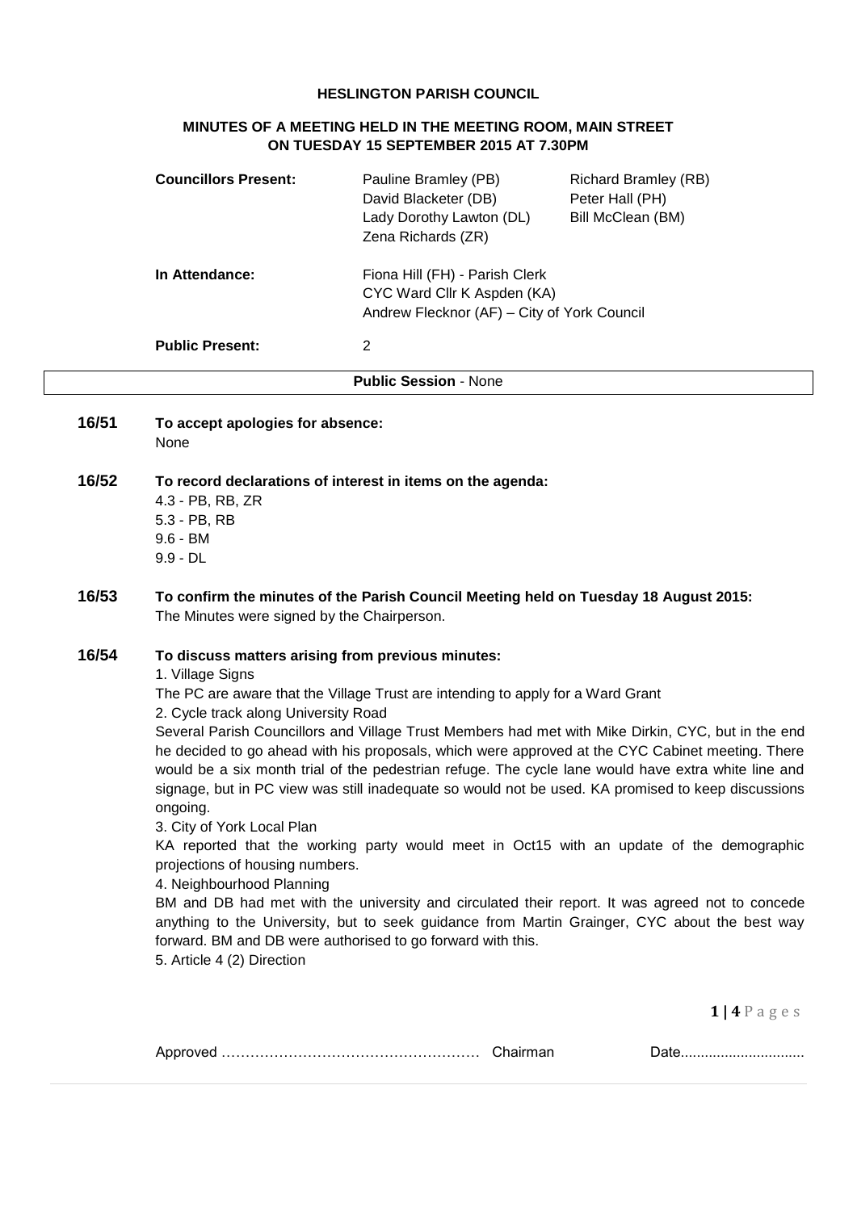**HESLINGTON PARISH COUNCIL**

**MINUTES OF A MEETING HELD IN THE MEETING ROOM, MAIN STREET ON TUESDAY 15 SEPTEMBER 2015 AT 7.30PM**

| | | |
|---|---|---|
| **Councillors Present:** | Pauline Bramley (PB) | Richard Bramley (RB) |
| | David Blacketer (DB) | Peter Hall (PH) |
| | Lady Dorothy Lawton (DL) | Bill McClean (BM) |
| | Zena Richards (ZR) | |
| **In Attendance:** | Fiona Hill (FH) - Parish Clerk | |
| | CYC Ward Cllr K Aspden (KA) | |
| | Andrew Flecknor (AF) – City of York Council | |
| **Public Present:** | 2 | |

**Public Session** - None

**16/51 To accept apologies for absence:**

None

**16/52 To record declarations of interest in items on the agenda:**

4.3 - PB, RB, ZR
5.3 - PB, RB
9.6 - BM
9.9 - DL

**16/53 To confirm the minutes of the Parish Council Meeting held on Tuesday 18 August 2015:**

The Minutes were signed by the Chairperson.

**16/54 To discuss matters arising from previous minutes:**

1. Village Signs

The PC are aware that the Village Trust are intending to apply for a Ward Grant

2. Cycle track along University Road

Several Parish Councillors and Village Trust Members had met with Mike Dirkin, CYC, but in the end he decided to go ahead with his proposals, which were approved at the CYC Cabinet meeting. There would be a six month trial of the pedestrian refuge. The cycle lane would have extra white line and signage, but in PC view was still inadequate so would not be used. KA promised to keep discussions ongoing.

3. City of York Local Plan

KA reported that the working party would meet in Oct15 with an update of the demographic projections of housing numbers.

4. Neighbourhood Planning

BM and DB had met with the university and circulated their report. It was agreed not to concede anything to the University, but to seek guidance from Martin Grainger, CYC about the best way forward. BM and DB were authorised to go forward with this.

5. Article 4 (2) Direction

Approved …………………………………………… Chairman Date..............................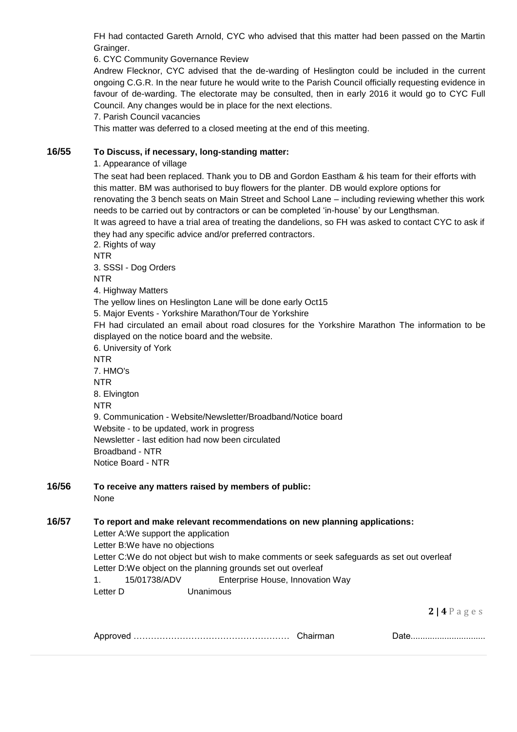FH had contacted Gareth Arnold, CYC who advised that this matter had been passed on the Martin Grainger.

6. CYC Community Governance Review

Andrew Flecknor, CYC advised that the de-warding of Heslington could be included in the current ongoing C.G.R. In the near future he would write to the Parish Council officially requesting evidence in favour of de-warding. The electorate may be consulted, then in early 2016 it would go to CYC Full Council. Any changes would be in place for the next elections.

7. Parish Council vacancies

This matter was deferred to a closed meeting at the end of this meeting.

**16/55 To Discuss, if necessary, long-standing matter:**

1. Appearance of village

The seat had been replaced. Thank you to DB and Gordon Eastham & his team for their efforts with this matter. BM was authorised to buy flowers for the planter. DB would explore options for renovating the 3 bench seats on Main Street and School Lane – including reviewing whether this work needs to be carried out by contractors or can be completed 'in-house' by our Lengthsman.

It was agreed to have a trial area of treating the dandelions, so FH was asked to contact CYC to ask if they had any specific advice and/or preferred contractors.

2. Rights of way

NTR

3. SSSI - Dog Orders

NTR

4. Highway Matters

The yellow lines on Heslington Lane will be done early Oct15

5. Major Events - Yorkshire Marathon/Tour de Yorkshire

FH had circulated an email about road closures for the Yorkshire Marathon The information to be displayed on the notice board and the website.

6. University of York

NTR

7. HMO's

NTR

8. Elvington

NTR

9. Communication - Website/Newsletter/Broadband/Notice board

Website - to be updated, work in progress

Newsletter - last edition had now been circulated

Broadband - NTR

Notice Board - NTR

**16/56 To receive any matters raised by members of public:**

None

**16/57 To report and make relevant recommendations on new planning applications:**

Letter A:We support the application

Letter B:We have no objections

Letter C:We do not object but wish to make comments or seek safeguards as set out overleaf

Letter D:We object on the planning grounds set out overleaf

1. 15/01738/ADV Enterprise House, Innovation Way

Letter D Unanimous

Approved ……………………………………………… Chairman Date..............................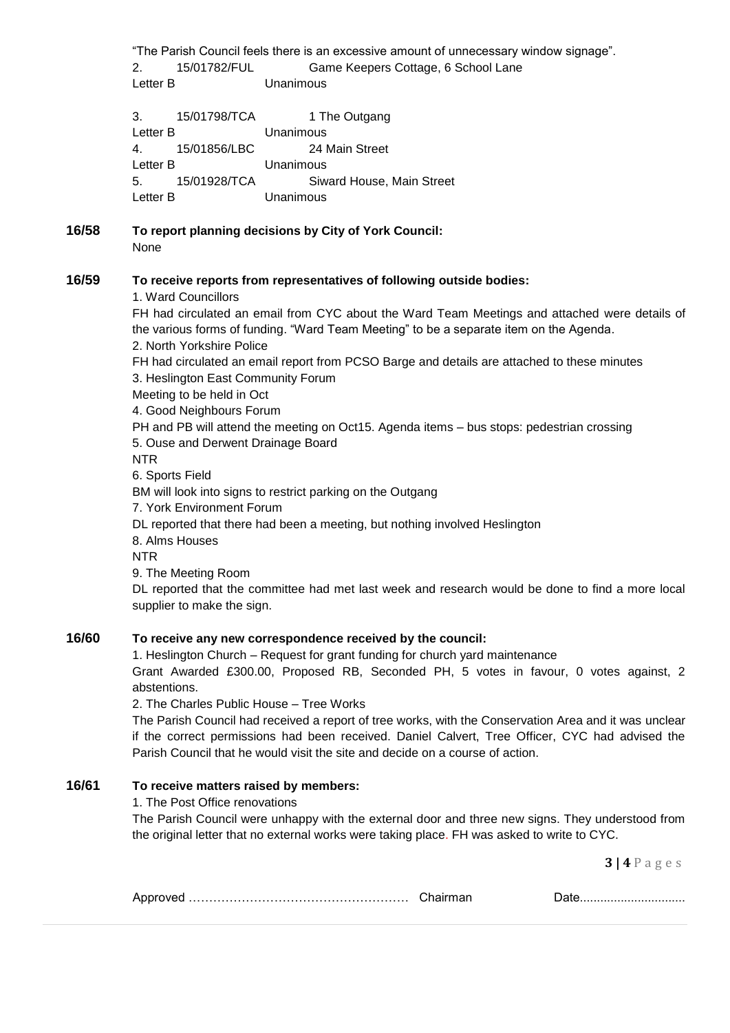"The Parish Council feels there is an excessive amount of unnecessary window signage".

2. 15/01782/FUL Game Keepers Cottage, 6 School Lane
Letter B Unanimous

3. 15/01798/TCA 1 The Outgang
Letter B Unanimous

4. 15/01856/LBC 24 Main Street
Letter B Unanimous

5. 15/01928/TCA Siward House, Main Street
Letter B Unanimous

**16/58 To report planning decisions by City of York Council:**

None

**16/59 To receive reports from representatives of following outside bodies:**

1. Ward Councillors

FH had circulated an email from CYC about the Ward Team Meetings and attached were details of the various forms of funding. "Ward Team Meeting" to be a separate item on the Agenda.

2. North Yorkshire Police

FH had circulated an email report from PCSO Barge and details are attached to these minutes

3. Heslington East Community Forum

Meeting to be held in Oct

4. Good Neighbours Forum

PH and PB will attend the meeting on Oct15. Agenda items – bus stops: pedestrian crossing

5. Ouse and Derwent Drainage Board

NTR

6. Sports Field

BM will look into signs to restrict parking on the Outgang

7. York Environment Forum

DL reported that there had been a meeting, but nothing involved Heslington

8. Alms Houses

NTR

9. The Meeting Room

DL reported that the committee had met last week and research would be done to find a more local supplier to make the sign.

**16/60 To receive any new correspondence received by the council:**

1. Heslington Church – Request for grant funding for church yard maintenance

Grant Awarded £300.00, Proposed RB, Seconded PH, 5 votes in favour, 0 votes against, 2 abstentions.

2. The Charles Public House – Tree Works

The Parish Council had received a report of tree works, with the Conservation Area and it was unclear if the correct permissions had been received. Daniel Calvert, Tree Officer, CYC had advised the Parish Council that he would visit the site and decide on a course of action.

**16/61 To receive matters raised by members:**

1. The Post Office renovations

The Parish Council were unhappy with the external door and three new signs. They understood from the original letter that no external works were taking place. FH was asked to write to CYC.

Approved …………………………………………… Chairman Date..............................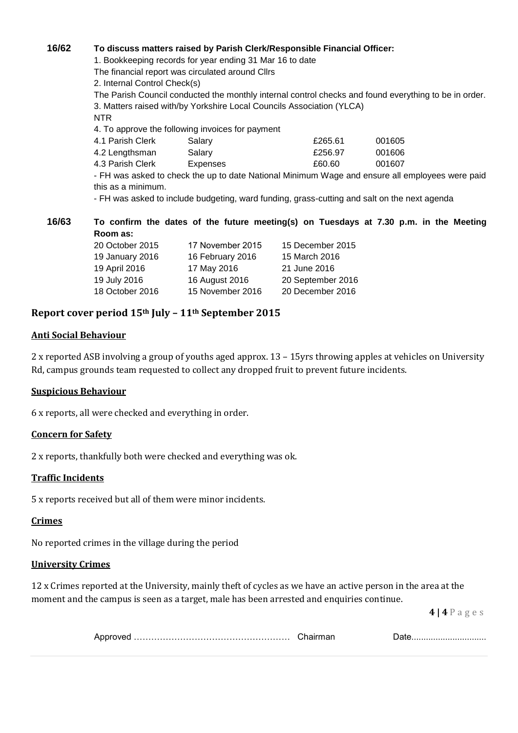**16/62** **To discuss matters raised by Parish Clerk/Responsible Financial Officer:**

1. Bookkeeping records for year ending 31 Mar 16 to date

The financial report was circulated around Cllrs

2. Internal Control Check(s)

The Parish Council conducted the monthly internal control checks and found everything to be in order.

3. Matters raised with/by Yorkshire Local Councils Association (YLCA)

NTR

4. To approve the following invoices for payment

| | | | |
|---|---|---|---|
| 4.1 Parish Clerk | Salary | £265.61 | 001605 |
| 4.2 Lengthsman | Salary | £256.97 | 001606 |
| 4.3 Parish Clerk | Expenses | £60.60 | 001607 |

- FH was asked to check the up to date National Minimum Wage and ensure all employees were paid this as a minimum.
- FH was asked to include budgeting, ward funding, grass-cutting and salt on the next agenda

**16/63** **To confirm the dates of the future meeting(s) on Tuesdays at 7.30 p.m. in the Meeting Room as:**

| | | |
|---|---|---|
| 20 October 2015 | 17 November 2015 | 15 December 2015 |
| 19 January 2016 | 16 February 2016 | 15 March 2016 |
| 19 April 2016 | 17 May 2016 | 21 June 2016 |
| 19 July 2016 | 16 August 2016 | 20 September 2016 |
| 18 October 2016 | 15 November 2016 | 20 December 2016 |

## Report cover period 15th July – 11th September 2015

### Anti Social Behaviour

2 x reported ASB involving a group of youths aged approx. 13 – 15yrs throwing apples at vehicles on University Rd, campus grounds team requested to collect any dropped fruit to prevent future incidents.

### Suspicious Behaviour

6 x reports, all were checked and everything in order.

### Concern for Safety

2 x reports, thankfully both were checked and everything was ok.

### Traffic Incidents

5 x reports received but all of them were minor incidents.

### Crimes

No reported crimes in the village during the period

### University Crimes

12 x Crimes reported at the University, mainly theft of cycles as we have an active person in the area at the moment and the campus is seen as a target, male has been arrested and enquiries continue.

Approved …………………………………………… Chairman Date..............................